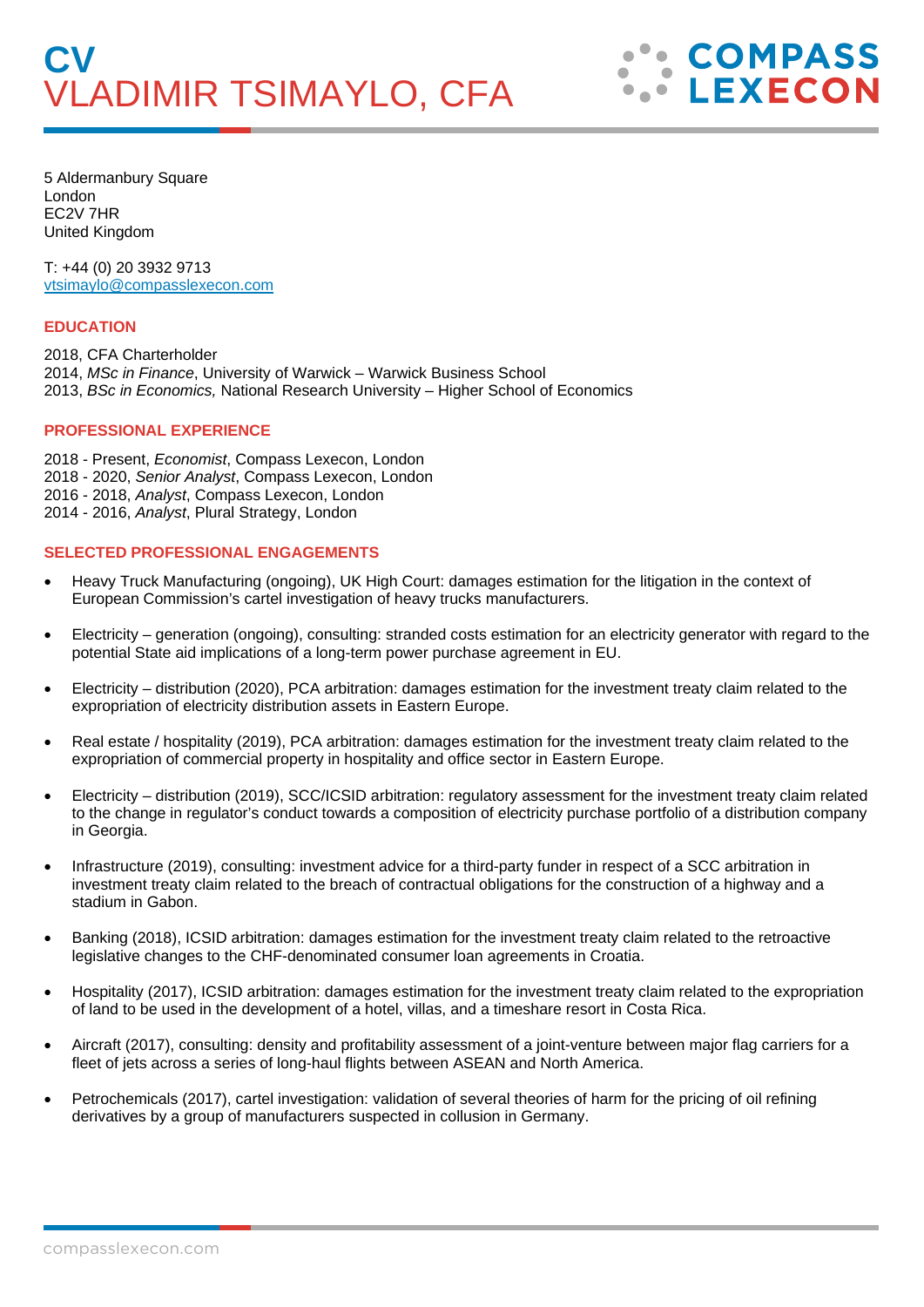# CV
# VLADIMIR TSIMAYLO, CFA

COMPASS LEXECON

5 Aldermanbury Square
London
EC2V 7HR
United Kingdom

T: +44 (0) 20 3932 9713
vtsimaylo@compasslexecon.com

## EDUCATION

2018, CFA Charterholder
2014, *MSc in Finance*, University of Warwick – Warwick Business School
2013, *BSc in Economics,* National Research University – Higher School of Economics

## PROFESSIONAL EXPERIENCE

2018 - Present, *Economist*, Compass Lexecon, London
2018 - 2020, *Senior Analyst*, Compass Lexecon, London
2016 - 2018, *Analyst*, Compass Lexecon, London
2014 - 2016, *Analyst*, Plural Strategy, London

## SELECTED PROFESSIONAL ENGAGEMENTS

- Heavy Truck Manufacturing (ongoing), UK High Court: damages estimation for the litigation in the context of European Commission's cartel investigation of heavy trucks manufacturers.

- Electricity – generation (ongoing), consulting: stranded costs estimation for an electricity generator with regard to the potential State aid implications of a long-term power purchase agreement in EU.

- Electricity – distribution (2020), PCA arbitration: damages estimation for the investment treaty claim related to the expropriation of electricity distribution assets in Eastern Europe.

- Real estate / hospitality (2019), PCA arbitration: damages estimation for the investment treaty claim related to the expropriation of commercial property in hospitality and office sector in Eastern Europe.

- Electricity – distribution (2019), SCC/ICSID arbitration: regulatory assessment for the investment treaty claim related to the change in regulator's conduct towards a composition of electricity purchase portfolio of a distribution company in Georgia.

- Infrastructure (2019), consulting: investment advice for a third-party funder in respect of a SCC arbitration in investment treaty claim related to the breach of contractual obligations for the construction of a highway and a stadium in Gabon.

- Banking (2018), ICSID arbitration: damages estimation for the investment treaty claim related to the retroactive legislative changes to the CHF-denominated consumer loan agreements in Croatia.

- Hospitality (2017), ICSID arbitration: damages estimation for the investment treaty claim related to the expropriation of land to be used in the development of a hotel, villas, and a timeshare resort in Costa Rica.

- Aircraft (2017), consulting: density and profitability assessment of a joint-venture between major flag carriers for a fleet of jets across a series of long-haul flights between ASEAN and North America.

- Petrochemicals (2017), cartel investigation: validation of several theories of harm for the pricing of oil refining derivatives by a group of manufacturers suspected in collusion in Germany.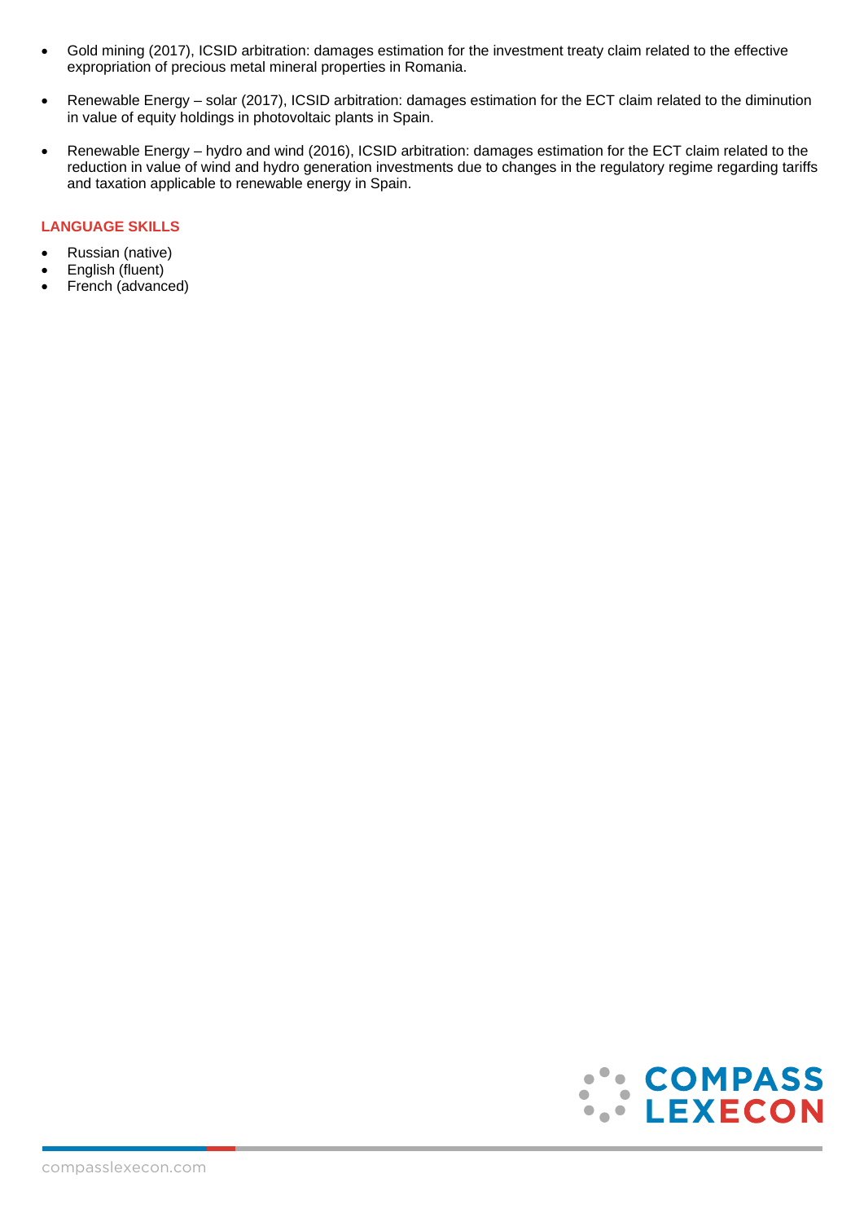- Gold mining (2017), ICSID arbitration: damages estimation for the investment treaty claim related to the effective expropriation of precious metal mineral properties in Romania.

- Renewable Energy – solar (2017), ICSID arbitration: damages estimation for the ECT claim related to the diminution in value of equity holdings in photovoltaic plants in Spain.

- Renewable Energy – hydro and wind (2016), ICSID arbitration: damages estimation for the ECT claim related to the reduction in value of wind and hydro generation investments due to changes in the regulatory regime regarding tariffs and taxation applicable to renewable energy in Spain.

## LANGUAGE SKILLS

- Russian (native)
- English (fluent)
- French (advanced)